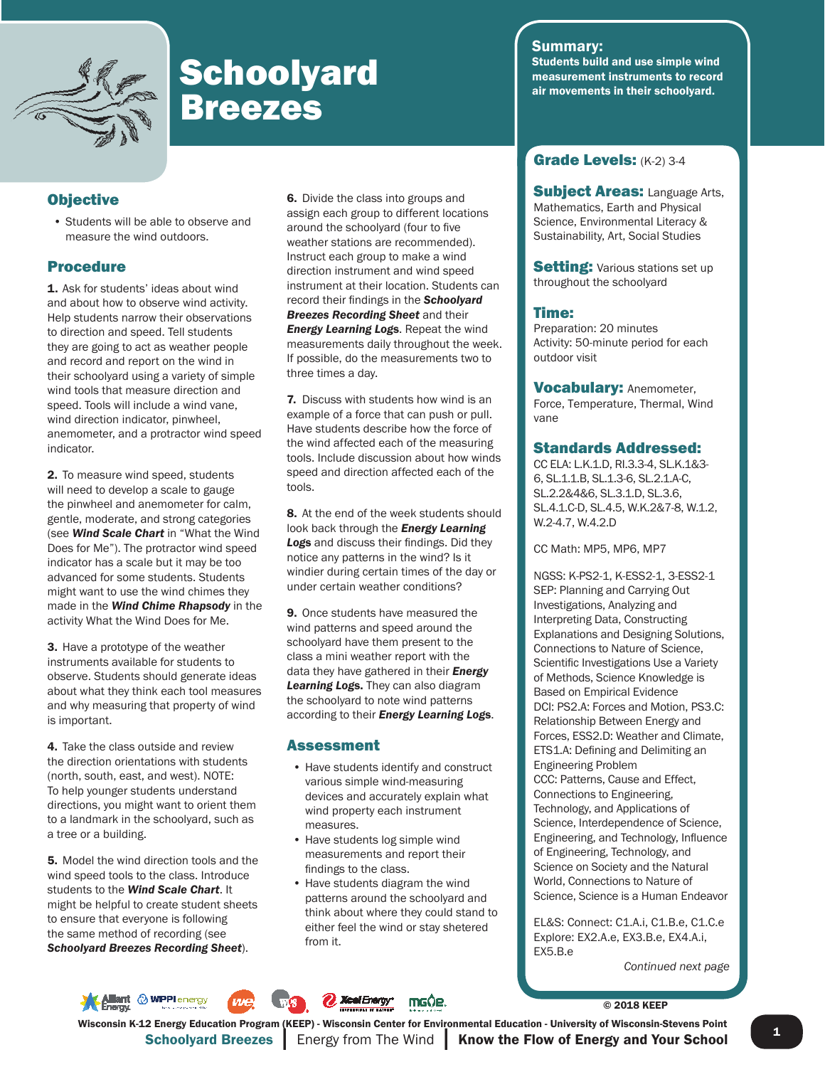# Schoolyard Breezes

**Summary:**
**Students build and use simple wind measurement instruments to record air movements in their schoolyard.**

## Objective

- Students will be able to observe and measure the wind outdoors.

## Procedure

**1.** Ask for students' ideas about wind and about how to observe wind activity. Help students narrow their observations to direction and speed. Tell students they are going to act as weather people and record and report on the wind in their schoolyard using a variety of simple wind tools that measure direction and speed. Tools will include a wind vane, wind direction indicator, pinwheel, anemometer, and a protractor wind speed indicator.

**2.** To measure wind speed, students will need to develop a scale to gauge the pinwheel and anemometer for calm, gentle, moderate, and strong categories (see ***Wind Scale Chart*** in "What the Wind Does for Me"). The protractor wind speed indicator has a scale but it may be too advanced for some students. Students might want to use the wind chimes they made in the ***Wind Chime Rhapsody*** in the activity What the Wind Does for Me.

**3.** Have a prototype of the weather instruments available for students to observe. Students should generate ideas about what they think each tool measures and why measuring that property of wind is important.

**4.** Take the class outside and review the direction orientations with students (north, south, east, and west). NOTE: To help younger students understand directions, you might want to orient them to a landmark in the schoolyard, such as a tree or a building.

**5.** Model the wind direction tools and the wind speed tools to the class. Introduce students to the ***Wind Scale Chart***. It might be helpful to create student sheets to ensure that everyone is following the same method of recording (see ***Schoolyard Breezes Recording Sheet***).

**6.** Divide the class into groups and assign each group to different locations around the schoolyard (four to five weather stations are recommended). Instruct each group to make a wind direction instrument and wind speed instrument at their location. Students can record their findings in the ***Schoolyard Breezes Recording Sheet*** and their ***Energy Learning Logs***. Repeat the wind measurements daily throughout the week. If possible, do the measurements two to three times a day.

**7.** Discuss with students how wind is an example of a force that can push or pull. Have students describe how the force of the wind affected each of the measuring tools. Include discussion about how winds speed and direction affected each of the tools.

**8.** At the end of the week students should look back through the ***Energy Learning Logs*** and discuss their findings. Did they notice any patterns in the wind? Is it windier during certain times of the day or under certain weather conditions?

**9.** Once students have measured the wind patterns and speed around the schoolyard have them present to the class a mini weather report with the data they have gathered in their ***Energy Learning Logs.*** They can also diagram the schoolyard to note wind patterns according to their ***Energy Learning Logs***.

## Assessment

- Have students identify and construct various simple wind-measuring devices and accurately explain what wind property each instrument measures.
- Have students log simple wind measurements and report their findings to the class.
- Have students diagram the wind patterns around the schoolyard and think about where they could stand to either feel the wind or stay shetered from it.

**Grade Levels:** (K-2) 3-4

**Subject Areas:** Language Arts, Mathematics, Earth and Physical Science, Environmental Literacy & Sustainability, Art, Social Studies

**Setting:** Various stations set up throughout the schoolyard

**Time:**
Preparation: 20 minutes
Activity: 50-minute period for each outdoor visit

**Vocabulary:** Anemometer, Force, Temperature, Thermal, Wind vane

**Standards Addressed:**

CC ELA: L.K.1.D, RI.3.3-4, SL.K.1&3-6, SL.1.1.B, SL.1.3-6, SL.2.1.A-C, SL.2.2&4&6, SL.3.1.D, SL.3.6, SL.4.1.C-D, SL.4.5, W.K.2&7-8, W.1.2, W.2-4.7, W.4.2.D

CC Math: MP5, MP6, MP7

NGSS: K-PS2-1, K-ESS2-1, 3-ESS2-1
SEP: Planning and Carrying Out Investigations, Analyzing and Interpreting Data, Constructing Explanations and Designing Solutions, Connections to Nature of Science, Scientific Investigations Use a Variety of Methods, Science Knowledge is Based on Empirical Evidence
DCI: PS2.A: Forces and Motion, PS3.C: Relationship Between Energy and Forces, ESS2.D: Weather and Climate, ETS1.A: Defining and Delimiting an Engineering Problem
CCC: Patterns, Cause and Effect, Connections to Engineering, Technology, and Applications of Science, Interdependence of Science, Engineering, and Technology, Influence of Engineering, Technology, and Science on Society and the Natural World, Connections to Nature of Science, Science is a Human Endeavor

EL&S: Connect: C1.A.i, C1.B.e, C1.C.e
Explore: EX2.A.e, EX3.B.e, EX4.A.i, EX5.B.e

*Continued next page*

© 2018 KEEP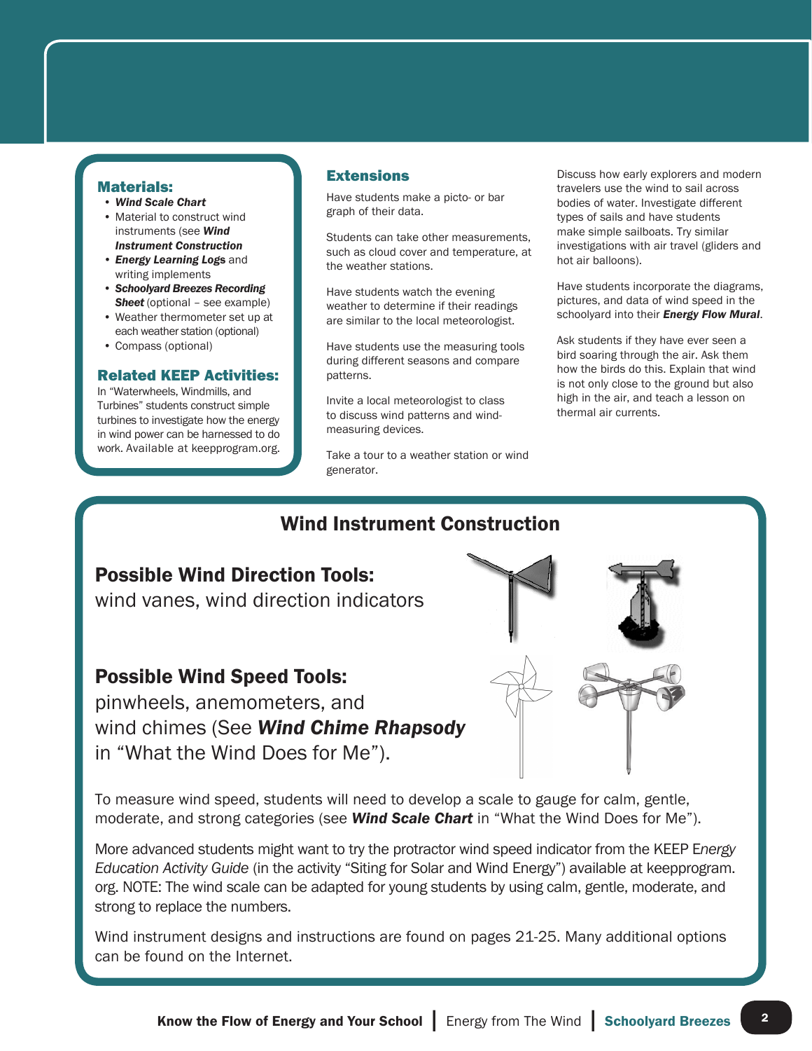## Materials:

- ***Wind Scale Chart***
- Material to construct wind instruments (see ***Wind Instrument Construction***
- ***Energy Learning Logs*** and writing implements
- ***Schoolyard Breezes Recording Sheet*** (optional – see example)
- Weather thermometer set up at each weather station (optional)
- Compass (optional)

## Related KEEP Activities:

In "Waterwheels, Windmills, and Turbines" students construct simple turbines to investigate how the energy in wind power can be harnessed to do work. Available at keepprogram.org.

## Extensions

Have students make a picto- or bar graph of their data.

Students can take other measurements, such as cloud cover and temperature, at the weather stations.

Have students watch the evening weather to determine if their readings are similar to the local meteorologist.

Have students use the measuring tools during different seasons and compare patterns.

Invite a local meteorologist to class to discuss wind patterns and wind-measuring devices.

Take a tour to a weather station or wind generator.

Discuss how early explorers and modern travelers use the wind to sail across bodies of water. Investigate different types of sails and have students make simple sailboats. Try similar investigations with air travel (gliders and hot air balloons).

Have students incorporate the diagrams, pictures, and data of wind speed in the schoolyard into their ***Energy Flow Mural***.

Ask students if they have ever seen a bird soaring through the air. Ask them how the birds do this. Explain that wind is not only close to the ground but also high in the air, and teach a lesson on thermal air currents.

## Wind Instrument Construction

### Possible Wind Direction Tools:

wind vanes, wind direction indicators

### Possible Wind Speed Tools:

pinwheels, anemometers, and wind chimes (See ***Wind Chime Rhapsody*** in "What the Wind Does for Me").

To measure wind speed, students will need to develop a scale to gauge for calm, gentle, moderate, and strong categories (see ***Wind Scale Chart*** in "What the Wind Does for Me").

More advanced students might want to try the protractor wind speed indicator from the KEEP *Energy Education Activity Guide* (in the activity "Siting for Solar and Wind Energy") available at keepprogram.org. NOTE: The wind scale can be adapted for young students by using calm, gentle, moderate, and strong to replace the numbers.

Wind instrument designs and instructions are found on pages 21-25. Many additional options can be found on the Internet.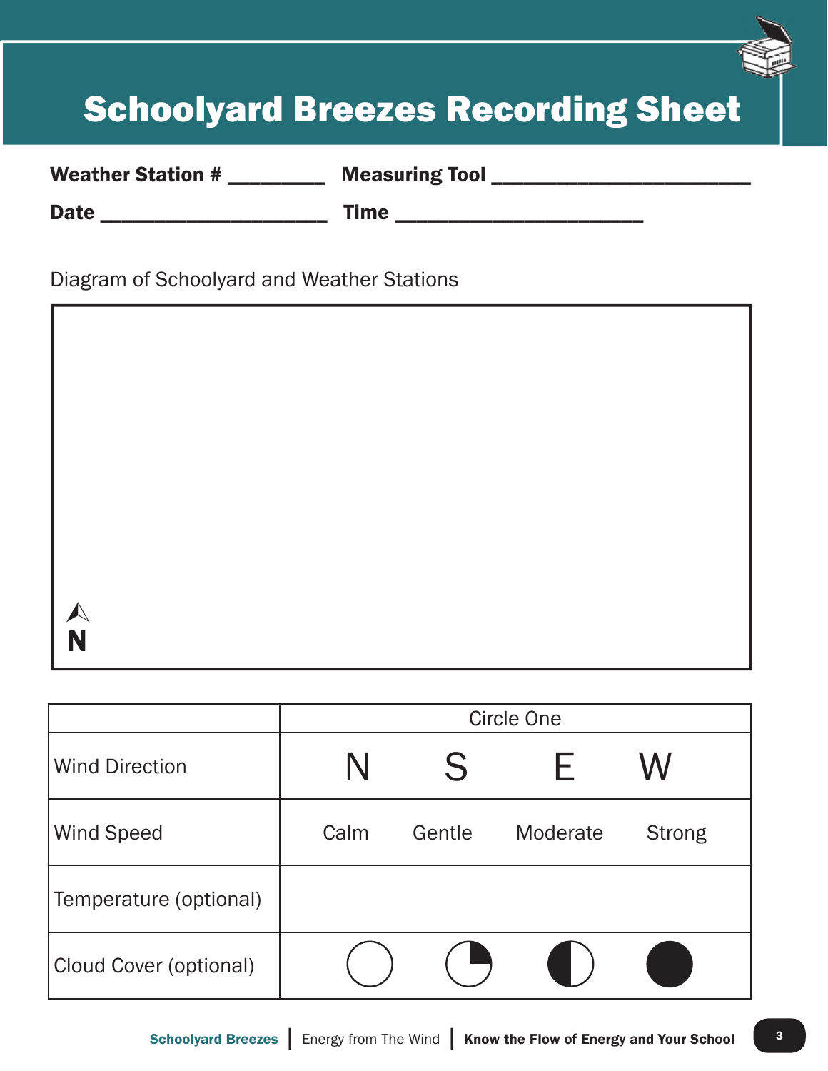# Schoolyard Breezes Recording Sheet

**Weather Station #** ________ **Measuring Tool** ______________________

**Date** ____________________ **Time** ______________________

Diagram of Schoolyard and Weather Stations

N

| | Circle One | | | |
|---|---|---|---|---|
| Wind Direction | N | S | E | W |
| Wind Speed | Calm | Gentle | Moderate | Strong |
| Temperature (optional) | | | | |
| Cloud Cover (optional) | ○ | ◔ | ◑ | ● |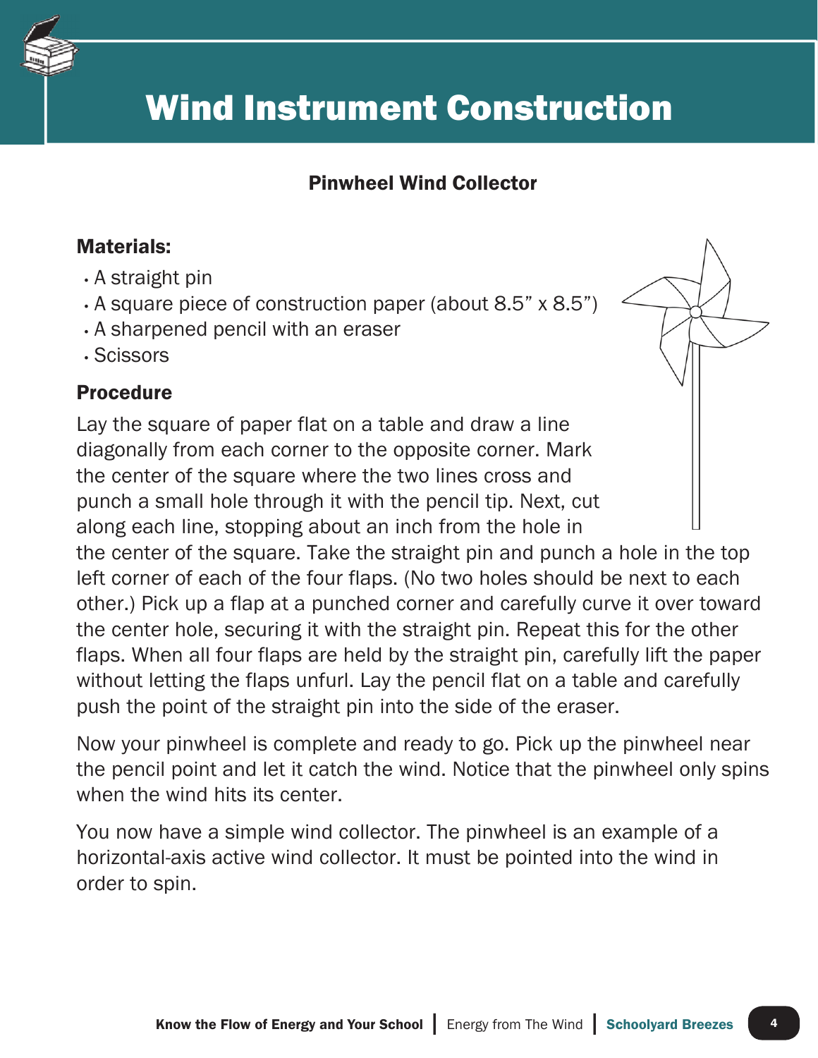# Wind Instrument Construction

## Pinwheel Wind Collector

### Materials:

- A straight pin
- A square piece of construction paper (about 8.5" x 8.5")
- A sharpened pencil with an eraser
- Scissors

### Procedure

Lay the square of paper flat on a table and draw a line diagonally from each corner to the opposite corner. Mark the center of the square where the two lines cross and punch a small hole through it with the pencil tip. Next, cut along each line, stopping about an inch from the hole in the center of the square. Take the straight pin and punch a hole in the top left corner of each of the four flaps. (No two holes should be next to each other.) Pick up a flap at a punched corner and carefully curve it over toward the center hole, securing it with the straight pin. Repeat this for the other flaps. When all four flaps are held by the straight pin, carefully lift the paper without letting the flaps unfurl. Lay the pencil flat on a table and carefully push the point of the straight pin into the side of the eraser.

Now your pinwheel is complete and ready to go. Pick up the pinwheel near the pencil point and let it catch the wind. Notice that the pinwheel only spins when the wind hits its center.

You now have a simple wind collector. The pinwheel is an example of a horizontal-axis active wind collector. It must be pointed into the wind in order to spin.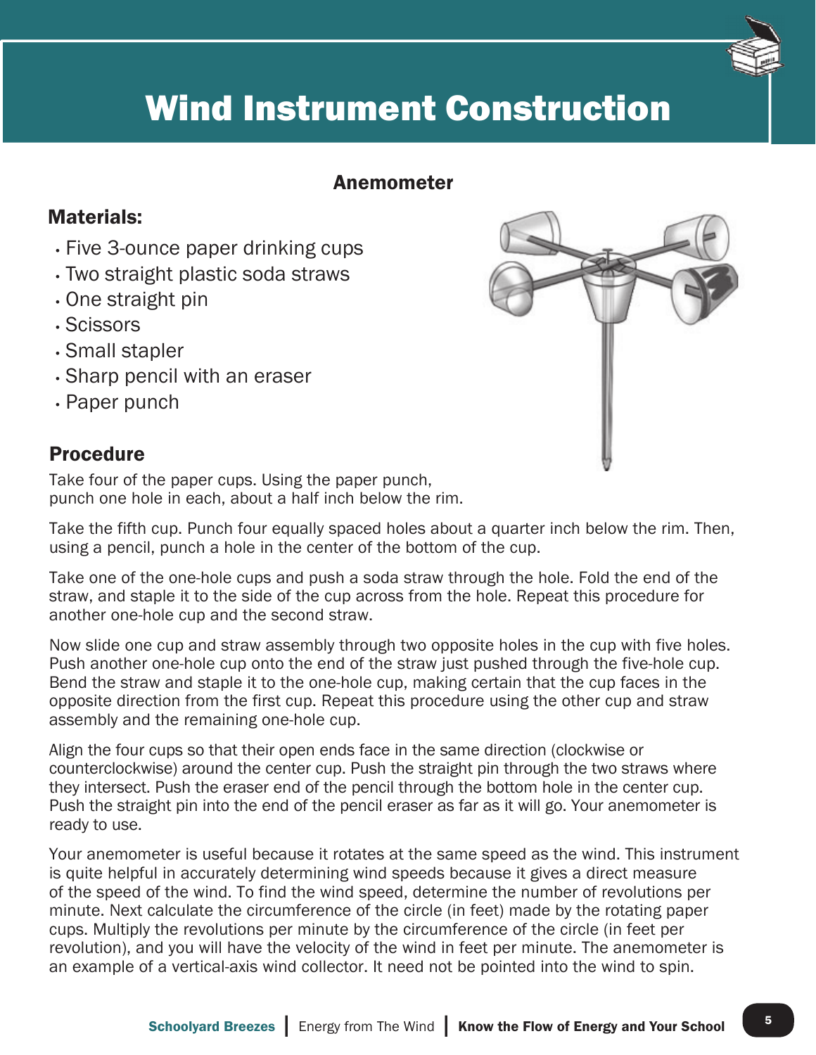# Wind Instrument Construction

## Anemometer

### Materials:

- Five 3-ounce paper drinking cups
- Two straight plastic soda straws
- One straight pin
- Scissors
- Small stapler
- Sharp pencil with an eraser
- Paper punch

### Procedure

Take four of the paper cups. Using the paper punch, punch one hole in each, about a half inch below the rim.

Take the fifth cup. Punch four equally spaced holes about a quarter inch below the rim. Then, using a pencil, punch a hole in the center of the bottom of the cup.

Take one of the one-hole cups and push a soda straw through the hole. Fold the end of the straw, and staple it to the side of the cup across from the hole. Repeat this procedure for another one-hole cup and the second straw.

Now slide one cup and straw assembly through two opposite holes in the cup with five holes. Push another one-hole cup onto the end of the straw just pushed through the five-hole cup. Bend the straw and staple it to the one-hole cup, making certain that the cup faces in the opposite direction from the first cup. Repeat this procedure using the other cup and straw assembly and the remaining one-hole cup.

Align the four cups so that their open ends face in the same direction (clockwise or counterclockwise) around the center cup. Push the straight pin through the two straws where they intersect. Push the eraser end of the pencil through the bottom hole in the center cup. Push the straight pin into the end of the pencil eraser as far as it will go. Your anemometer is ready to use.

Your anemometer is useful because it rotates at the same speed as the wind. This instrument is quite helpful in accurately determining wind speeds because it gives a direct measure of the speed of the wind. To find the wind speed, determine the number of revolutions per minute. Next calculate the circumference of the circle (in feet) made by the rotating paper cups. Multiply the revolutions per minute by the circumference of the circle (in feet per revolution), and you will have the velocity of the wind in feet per minute. The anemometer is an example of a vertical-axis wind collector. It need not be pointed into the wind to spin.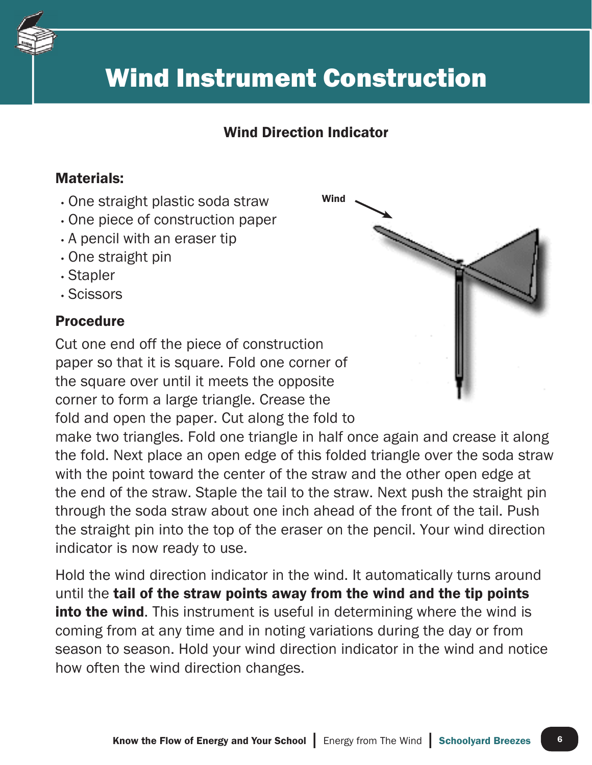# Wind Instrument Construction

## Wind Direction Indicator

### Materials:

- One straight plastic soda straw
- One piece of construction paper
- A pencil with an eraser tip
- One straight pin
- Stapler
- Scissors

### Procedure

Cut one end off the piece of construction paper so that it is square. Fold one corner of the square over until it meets the opposite corner to form a large triangle. Crease the fold and open the paper. Cut along the fold to make two triangles. Fold one triangle in half once again and crease it along the fold. Next place an open edge of this folded triangle over the soda straw with the point toward the center of the straw and the other open edge at the end of the straw. Staple the tail to the straw. Next push the straight pin through the soda straw about one inch ahead of the front of the tail. Push the straight pin into the top of the eraser on the pencil. Your wind direction indicator is now ready to use.

Hold the wind direction indicator in the wind. It automatically turns around until the **tail of the straw points away from the wind and the tip points into the wind**. This instrument is useful in determining where the wind is coming from at any time and in noting variations during the day or from season to season. Hold your wind direction indicator in the wind and notice how often the wind direction changes.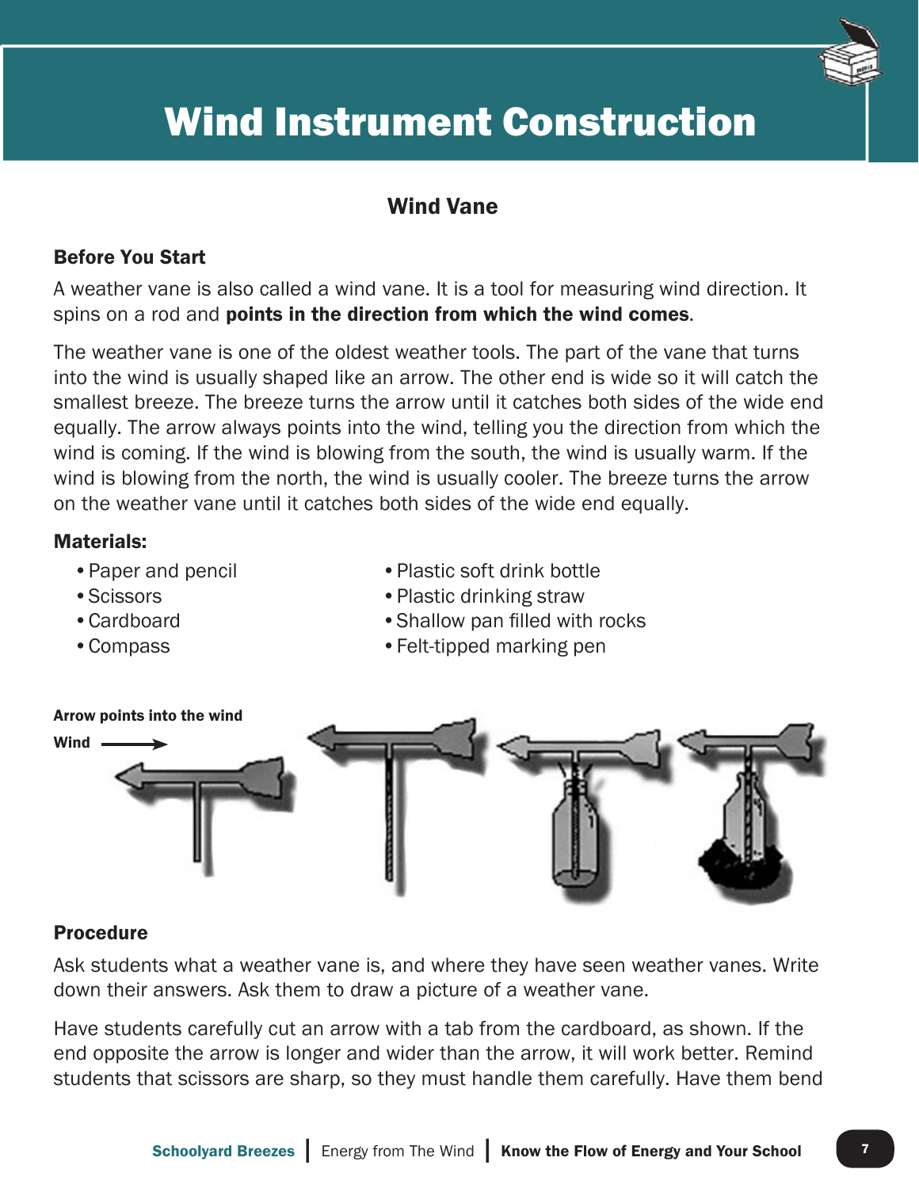# Wind Instrument Construction

## Wind Vane

### Before You Start

A weather vane is also called a wind vane. It is a tool for measuring wind direction. It spins on a rod and **points in the direction from which the wind comes**.

The weather vane is one of the oldest weather tools. The part of the vane that turns into the wind is usually shaped like an arrow. The other end is wide so it will catch the smallest breeze. The breeze turns the arrow until it catches both sides of the wide end equally. The arrow always points into the wind, telling you the direction from which the wind is coming. If the wind is blowing from the south, the wind is usually warm. If the wind is blowing from the north, the wind is usually cooler. The breeze turns the arrow on the weather vane until it catches both sides of the wide end equally.

### Materials:

- Paper and pencil
- Scissors
- Cardboard
- Compass
- Plastic soft drink bottle
- Plastic drinking straw
- Shallow pan filled with rocks
- Felt-tipped marking pen

**Arrow points into the wind**

**Wind** ⟶

### Procedure

Ask students what a weather vane is, and where they have seen weather vanes. Write down their answers. Ask them to draw a picture of a weather vane.

Have students carefully cut an arrow with a tab from the cardboard, as shown. If the end opposite the arrow is longer and wider than the arrow, it will work better. Remind students that scissors are sharp, so they must handle them carefully. Have them bend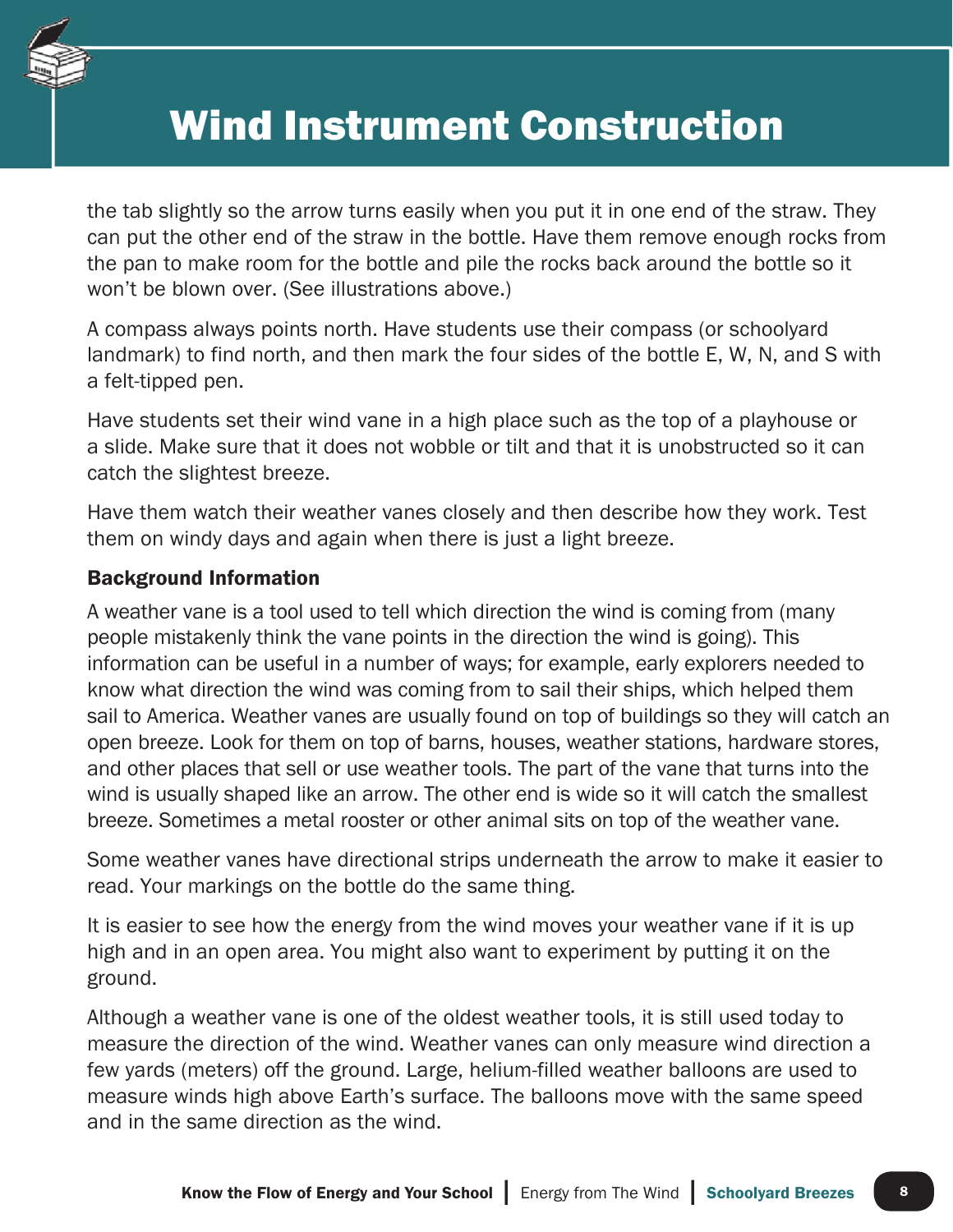# Wind Instrument Construction

the tab slightly so the arrow turns easily when you put it in one end of the straw. They can put the other end of the straw in the bottle. Have them remove enough rocks from the pan to make room for the bottle and pile the rocks back around the bottle so it won't be blown over. (See illustrations above.)

A compass always points north. Have students use their compass (or schoolyard landmark) to find north, and then mark the four sides of the bottle E, W, N, and S with a felt-tipped pen.

Have students set their wind vane in a high place such as the top of a playhouse or a slide. Make sure that it does not wobble or tilt and that it is unobstructed so it can catch the slightest breeze.

Have them watch their weather vanes closely and then describe how they work. Test them on windy days and again when there is just a light breeze.

**Background Information**

A weather vane is a tool used to tell which direction the wind is coming from (many people mistakenly think the vane points in the direction the wind is going). This information can be useful in a number of ways; for example, early explorers needed to know what direction the wind was coming from to sail their ships, which helped them sail to America. Weather vanes are usually found on top of buildings so they will catch an open breeze. Look for them on top of barns, houses, weather stations, hardware stores, and other places that sell or use weather tools. The part of the vane that turns into the wind is usually shaped like an arrow. The other end is wide so it will catch the smallest breeze. Sometimes a metal rooster or other animal sits on top of the weather vane.

Some weather vanes have directional strips underneath the arrow to make it easier to read. Your markings on the bottle do the same thing.

It is easier to see how the energy from the wind moves your weather vane if it is up high and in an open area. You might also want to experiment by putting it on the ground.

Although a weather vane is one of the oldest weather tools, it is still used today to measure the direction of the wind. Weather vanes can only measure wind direction a few yards (meters) off the ground. Large, helium-filled weather balloons are used to measure winds high above Earth's surface. The balloons move with the same speed and in the same direction as the wind.